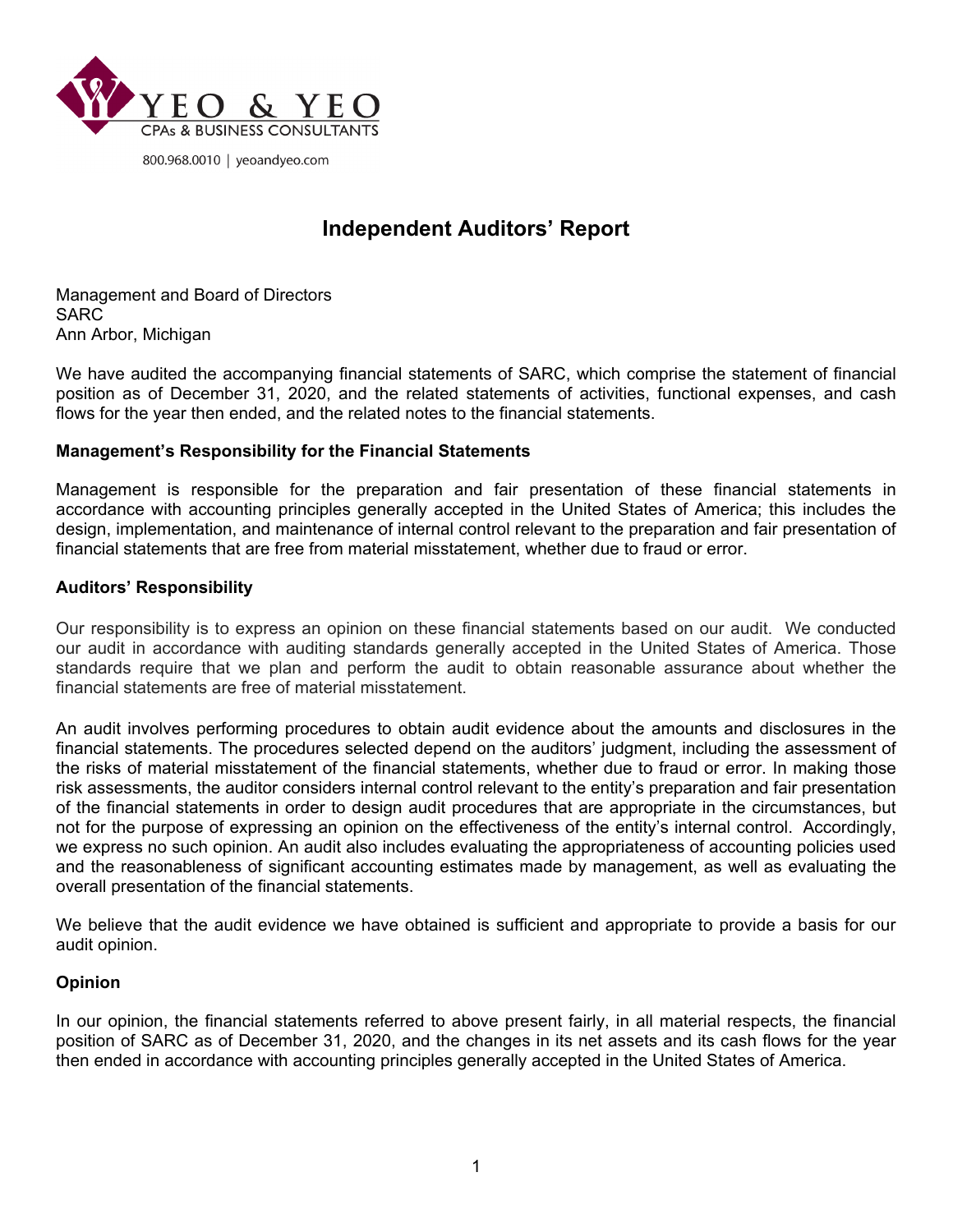YEO & YEO
CPAs & BUSINESS CONSULTANTS

800.968.0010 | yeoandyeo.com

# Independent Auditors' Report

Management and Board of Directors
SARC
Ann Arbor, Michigan

We have audited the accompanying financial statements of SARC, which comprise the statement of financial position as of December 31, 2020, and the related statements of activities, functional expenses, and cash flows for the year then ended, and the related notes to the financial statements.

**Management's Responsibility for the Financial Statements**

Management is responsible for the preparation and fair presentation of these financial statements in accordance with accounting principles generally accepted in the United States of America; this includes the design, implementation, and maintenance of internal control relevant to the preparation and fair presentation of financial statements that are free from material misstatement, whether due to fraud or error.

**Auditors' Responsibility**

Our responsibility is to express an opinion on these financial statements based on our audit. We conducted our audit in accordance with auditing standards generally accepted in the United States of America. Those standards require that we plan and perform the audit to obtain reasonable assurance about whether the financial statements are free of material misstatement.

An audit involves performing procedures to obtain audit evidence about the amounts and disclosures in the financial statements. The procedures selected depend on the auditors' judgment, including the assessment of the risks of material misstatement of the financial statements, whether due to fraud or error. In making those risk assessments, the auditor considers internal control relevant to the entity's preparation and fair presentation of the financial statements in order to design audit procedures that are appropriate in the circumstances, but not for the purpose of expressing an opinion on the effectiveness of the entity's internal control. Accordingly, we express no such opinion. An audit also includes evaluating the appropriateness of accounting policies used and the reasonableness of significant accounting estimates made by management, as well as evaluating the overall presentation of the financial statements.

We believe that the audit evidence we have obtained is sufficient and appropriate to provide a basis for our audit opinion.

**Opinion**

In our opinion, the financial statements referred to above present fairly, in all material respects, the financial position of SARC as of December 31, 2020, and the changes in its net assets and its cash flows for the year then ended in accordance with accounting principles generally accepted in the United States of America.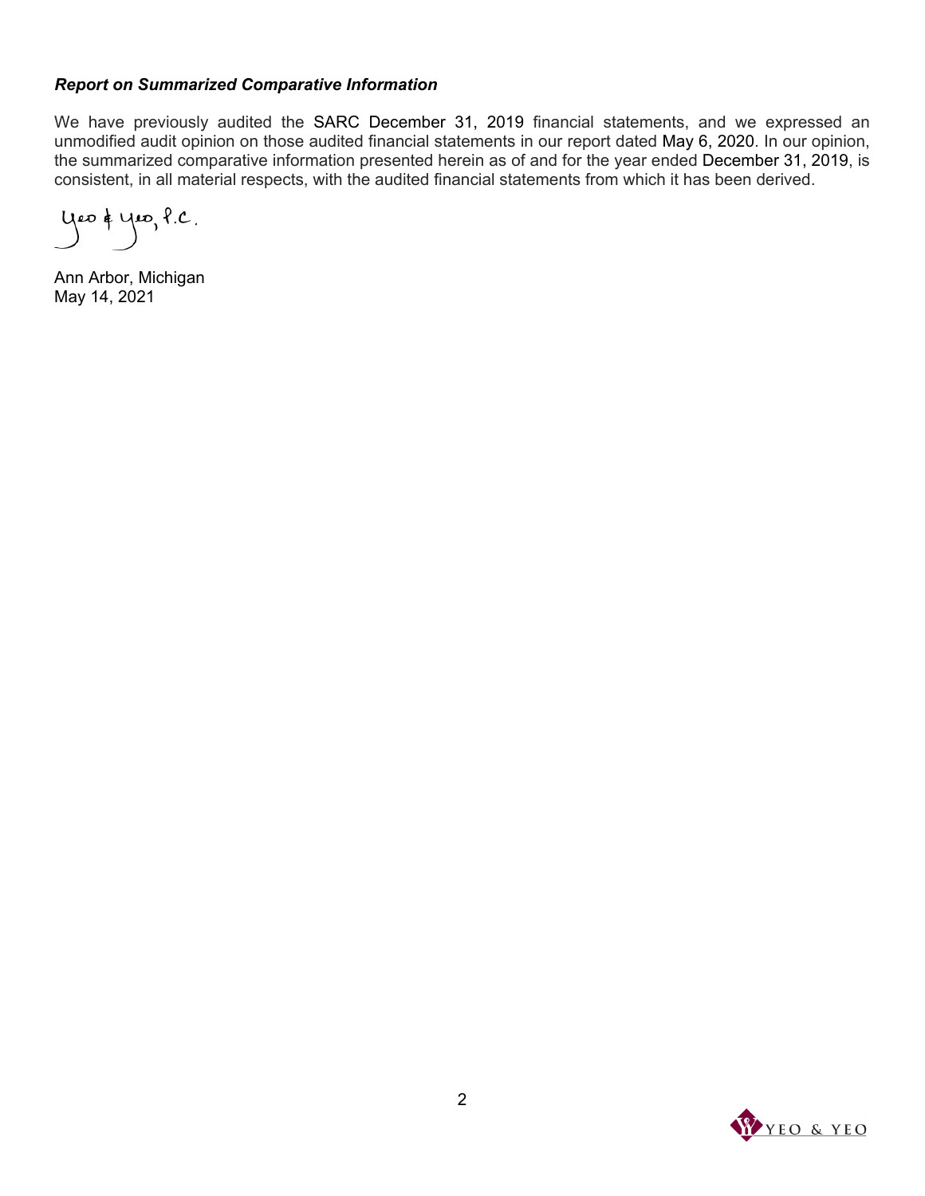***Report on Summarized Comparative Information***

We have previously audited the SARC December 31, 2019 financial statements, and we expressed an unmodified audit opinion on those audited financial statements in our report dated May 6, 2020. In our opinion, the summarized comparative information presented herein as of and for the year ended December 31, 2019, is consistent, in all material respects, with the audited financial statements from which it has been derived.

Yeo & Yeo, P.C.

Ann Arbor, Michigan
May 14, 2021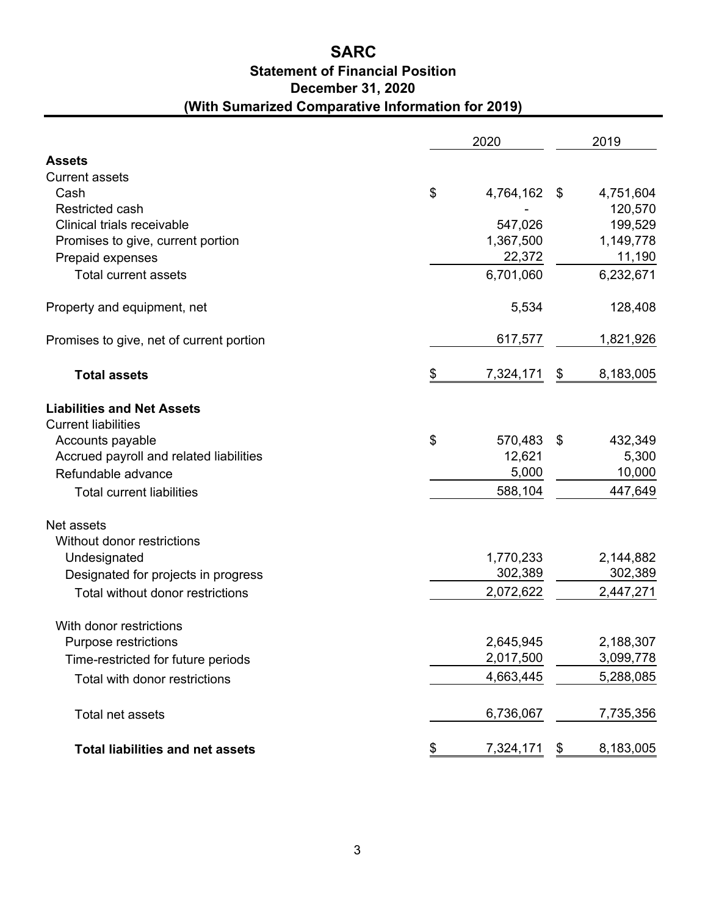# SARC

## Statement of Financial Position

## December 31, 2020

## (With Sumarized Comparative Information for 2019)

| | 2020 | 2019 |
|---|---|---|
| **Assets** | | |
| Current assets | | |
| Cash | $ 4,764,162 | $ 4,751,604 |
| Restricted cash | - | 120,570 |
| Clinical trials receivable | 547,026 | 199,529 |
| Promises to give, current portion | 1,367,500 | 1,149,778 |
| Prepaid expenses | 22,372 | 11,190 |
| Total current assets | 6,701,060 | 6,232,671 |
| Property and equipment, net | 5,534 | 128,408 |
| Promises to give, net of current portion | 617,577 | 1,821,926 |
| **Total assets** | $ 7,324,171 | $ 8,183,005 |
| **Liabilities and Net Assets** | | |
| Current liabilities | | |
| Accounts payable | $ 570,483 | $ 432,349 |
| Accrued payroll and related liabilities | 12,621 | 5,300 |
| Refundable advance | 5,000 | 10,000 |
| Total current liabilities | 588,104 | 447,649 |
| Net assets | | |
| Without donor restrictions | | |
| Undesignated | 1,770,233 | 2,144,882 |
| Designated for projects in progress | 302,389 | 302,389 |
| Total without donor restrictions | 2,072,622 | 2,447,271 |
| With donor restrictions | | |
| Purpose restrictions | 2,645,945 | 2,188,307 |
| Time-restricted for future periods | 2,017,500 | 3,099,778 |
| Total with donor restrictions | 4,663,445 | 5,288,085 |
| Total net assets | 6,736,067 | 7,735,356 |
| **Total liabilities and net assets** | $ 7,324,171 | $ 8,183,005 |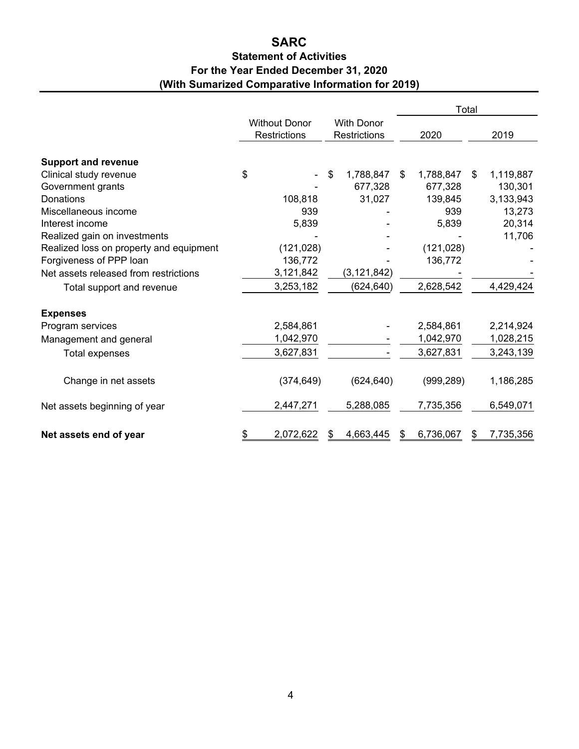# SARC

## Statement of Activities

## For the Year Ended December 31, 2020

## (With Sumarized Comparative Information for 2019)

| | Without Donor Restrictions | With Donor Restrictions | Total 2020 | Total 2019 |
|---|---|---|---|---|
| **Support and revenue** | | | | |
| Clinical study revenue | $ - | $ 1,788,847 | $ 1,788,847 | $ 1,119,887 |
| Government grants | - | 677,328 | 677,328 | 130,301 |
| Donations | 108,818 | 31,027 | 139,845 | 3,133,943 |
| Miscellaneous income | 939 | - | 939 | 13,273 |
| Interest income | 5,839 | - | 5,839 | 20,314 |
| Realized gain on investments | - | - | - | 11,706 |
| Realized loss on property and equipment | (121,028) | - | (121,028) | - |
| Forgiveness of PPP loan | 136,772 | - | 136,772 | - |
| Net assets released from restrictions | 3,121,842 | (3,121,842) | - | - |
| Total support and revenue | 3,253,182 | (624,640) | 2,628,542 | 4,429,424 |
| **Expenses** | | | | |
| Program services | 2,584,861 | - | 2,584,861 | 2,214,924 |
| Management and general | 1,042,970 | - | 1,042,970 | 1,028,215 |
| Total expenses | 3,627,831 | - | 3,627,831 | 3,243,139 |
| Change in net assets | (374,649) | (624,640) | (999,289) | 1,186,285 |
| Net assets beginning of year | 2,447,271 | 5,288,085 | 7,735,356 | 6,549,071 |
| **Net assets end of year** | $ 2,072,622 | $ 4,663,445 | $ 6,736,067 | $ 7,735,356 |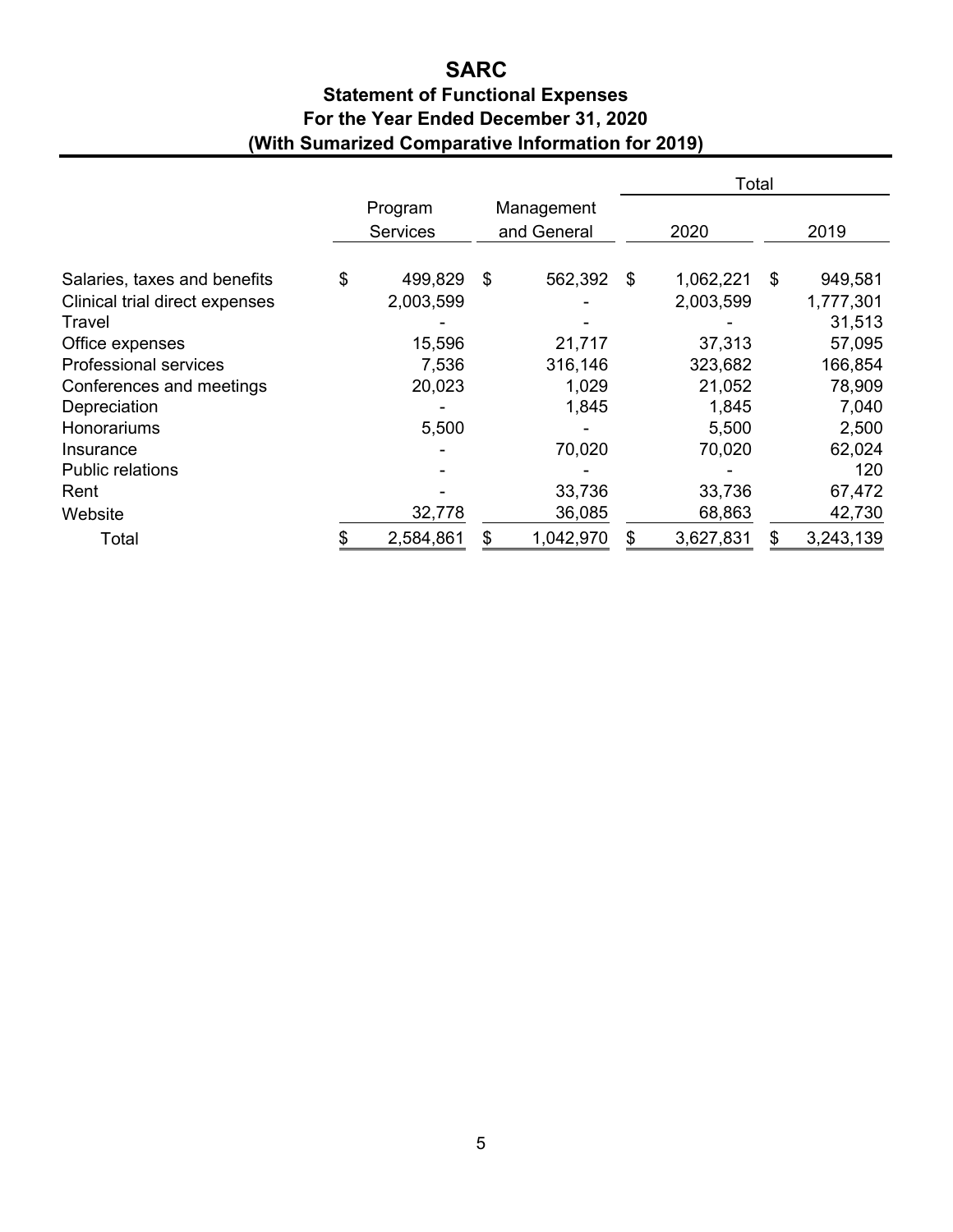# SARC

## Statement of Functional Expenses
## For the Year Ended December 31, 2020
## (With Sumarized Comparative Information for 2019)

| | Program Services | Management and General | Total | |
|---|---|---|---|---|
| | | | 2020 | 2019 |
| Salaries, taxes and benefits | $ 499,829 | $ 562,392 | $ 1,062,221 | $ 949,581 |
| Clinical trial direct expenses | 2,003,599 | - | 2,003,599 | 1,777,301 |
| Travel | - | - | - | 31,513 |
| Office expenses | 15,596 | 21,717 | 37,313 | 57,095 |
| Professional services | 7,536 | 316,146 | 323,682 | 166,854 |
| Conferences and meetings | 20,023 | 1,029 | 21,052 | 78,909 |
| Depreciation | - | 1,845 | 1,845 | 7,040 |
| Honorariums | 5,500 | - | 5,500 | 2,500 |
| Insurance | - | 70,020 | 70,020 | 62,024 |
| Public relations | - | - | - | 120 |
| Rent | - | 33,736 | 33,736 | 67,472 |
| Website | 32,778 | 36,085 | 68,863 | 42,730 |
| Total | $ 2,584,861 | $ 1,042,970 | $ 3,627,831 | $ 3,243,139 |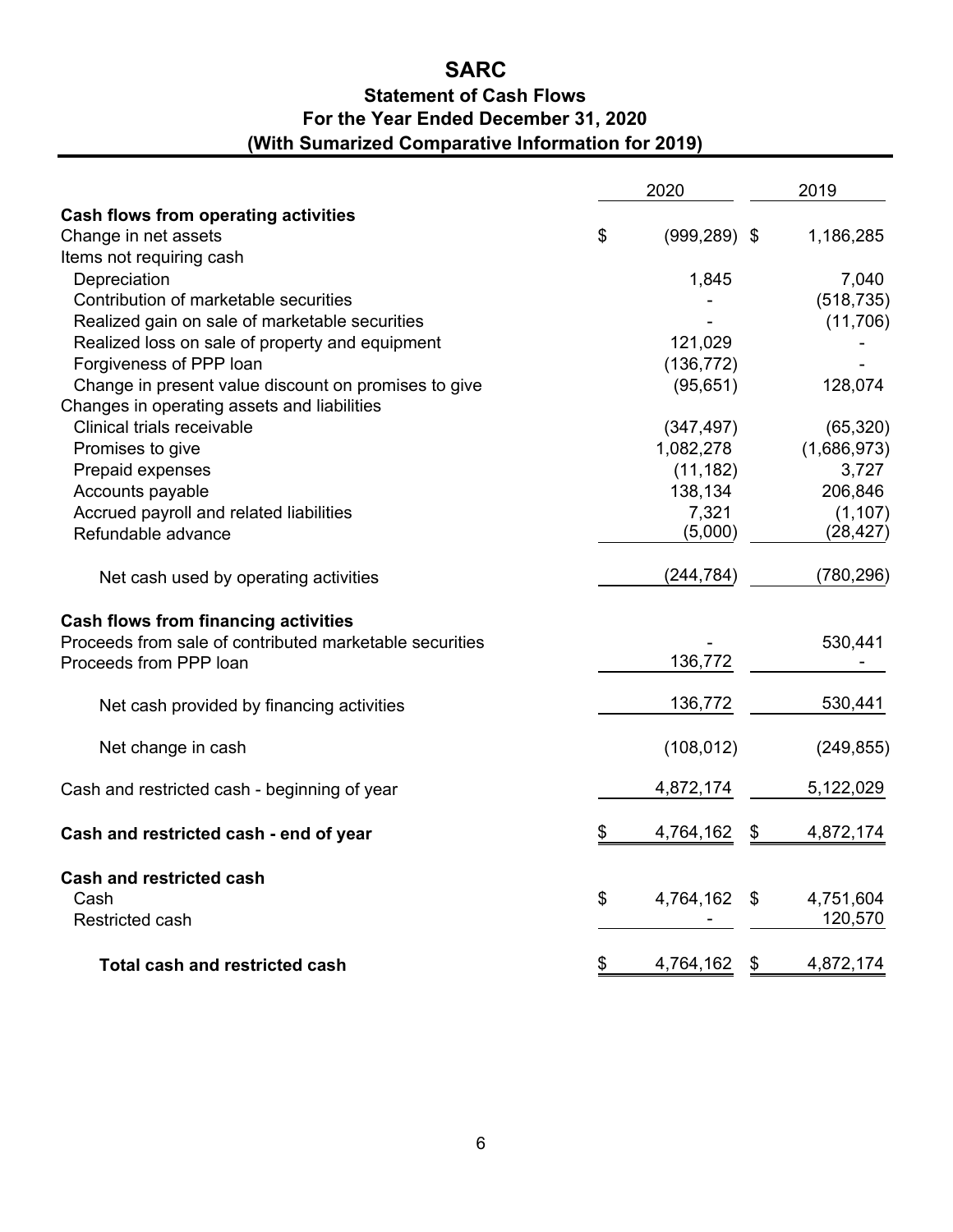# SARC

## Statement of Cash Flows
## For the Year Ended December 31, 2020
## (With Sumarized Comparative Information for 2019)

| | 2020 | 2019 |
|---|---|---|
| **Cash flows from operating activities** | | |
| Change in net assets | $ (999,289) | $ 1,186,285 |
| Items not requiring cash | | |
| Depreciation | 1,845 | 7,040 |
| Contribution of marketable securities | - | (518,735) |
| Realized gain on sale of marketable securities | - | (11,706) |
| Realized loss on sale of property and equipment | 121,029 | - |
| Forgiveness of PPP loan | (136,772) | - |
| Change in present value discount on promises to give | (95,651) | 128,074 |
| Changes in operating assets and liabilities | | |
| Clinical trials receivable | (347,497) | (65,320) |
| Promises to give | 1,082,278 | (1,686,973) |
| Prepaid expenses | (11,182) | 3,727 |
| Accounts payable | 138,134 | 206,846 |
| Accrued payroll and related liabilities | 7,321 | (1,107) |
| Refundable advance | (5,000) | (28,427) |
| Net cash used by operating activities | (244,784) | (780,296) |
| **Cash flows from financing activities** | | |
| Proceeds from sale of contributed marketable securities | - | 530,441 |
| Proceeds from PPP loan | 136,772 | - |
| Net cash provided by financing activities | 136,772 | 530,441 |
| Net change in cash | (108,012) | (249,855) |
| Cash and restricted cash - beginning of year | 4,872,174 | 5,122,029 |
| **Cash and restricted cash - end of year** | $ 4,764,162 | $ 4,872,174 |
| **Cash and restricted cash** | | |
| Cash | $ 4,764,162 | $ 4,751,604 |
| Restricted cash | - | 120,570 |
| **Total cash and restricted cash** | $ 4,764,162 | $ 4,872,174 |